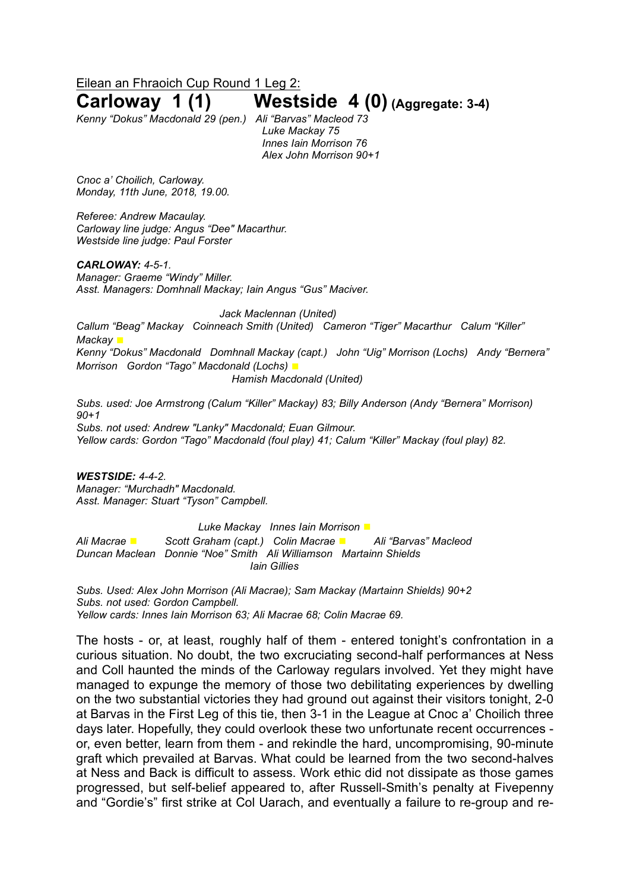Eilean an Fhraoich Cup Round 1 Leg 2:

# Carloway 1 (1) Westside 4 (0) (Aggregate: 3-4)

*Kenny "Dokus" Macdonald 29 (pen.)*
*Ali "Barvas" Macleod 73*
*Luke Mackay 75*
*Innes Iain Morrison 76*
*Alex John Morrison 90+1*

*Cnoc a' Choilich, Carloway.*
*Monday, 11th June, 2018, 19.00.*

*Referee: Andrew Macaulay.*
*Carloway line judge: Angus "Dee" Macarthur.*
*Westside line judge: Paul Forster*

***CARLOWAY:** 4-5-1.*
*Manager: Graeme "Windy" Miller.*
*Asst. Managers: Domhnall Mackay; Iain Angus "Gus" Maciver.*

*Jack Maclennan (United)*
*Callum "Beag" Mackay   Coinneach Smith (United)   Cameron "Tiger" Macarthur   Calum "Killer" Mackay* ■
*Kenny "Dokus" Macdonald   Domhnall Mackay (capt.)   John "Uig" Morrison (Lochs)   Andy "Bernera" Morrison   Gordon "Tago" Macdonald (Lochs)* ■
*Hamish Macdonald (United)*

*Subs. used: Joe Armstrong (Calum "Killer" Mackay) 83; Billy Anderson (Andy "Bernera" Morrison) 90+1*
*Subs. not used: Andrew "Lanky" Macdonald; Euan Gilmour.*
*Yellow cards: Gordon "Tago" Macdonald (foul play) 41; Calum "Killer" Mackay (foul play) 82.*

***WESTSIDE:** 4-4-2.*
*Manager: "Murchadh" Macdonald.*
*Asst. Manager: Stuart "Tyson" Campbell.*

*Luke Mackay   Innes Iain Morrison* ■
*Ali Macrae* ■ *Scott Graham (capt.)   Colin Macrae* ■ *Ali "Barvas" Macleod*
*Duncan Maclean   Donnie "Noe" Smith   Ali Williamson   Martainn Shields*
*Iain Gillies*

*Subs. Used: Alex John Morrison (Ali Macrae); Sam Mackay (Martainn Shields) 90+2*
*Subs. not used: Gordon Campbell.*
*Yellow cards: Innes Iain Morrison 63; Ali Macrae 68; Colin Macrae 69.*

The hosts - or, at least, roughly half of them - entered tonight's confrontation in a curious situation. No doubt, the two excruciating second-half performances at Ness and Coll haunted the minds of the Carloway regulars involved. Yet they might have managed to expunge the memory of those two debilitating experiences by dwelling on the two substantial victories they had ground out against their visitors tonight, 2-0 at Barvas in the First Leg of this tie, then 3-1 in the League at Cnoc a' Choilich three days later. Hopefully, they could overlook these two unfortunate recent occurrences - or, even better, learn from them - and rekindle the hard, uncompromising, 90-minute graft which prevailed at Barvas. What could be learned from the two second-halves at Ness and Back is difficult to assess. Work ethic did not dissipate as those games progressed, but self-belief appeared to, after Russell-Smith's penalty at Fivepenny and "Gordie's" first strike at Col Uarach, and eventually a failure to re-group and re-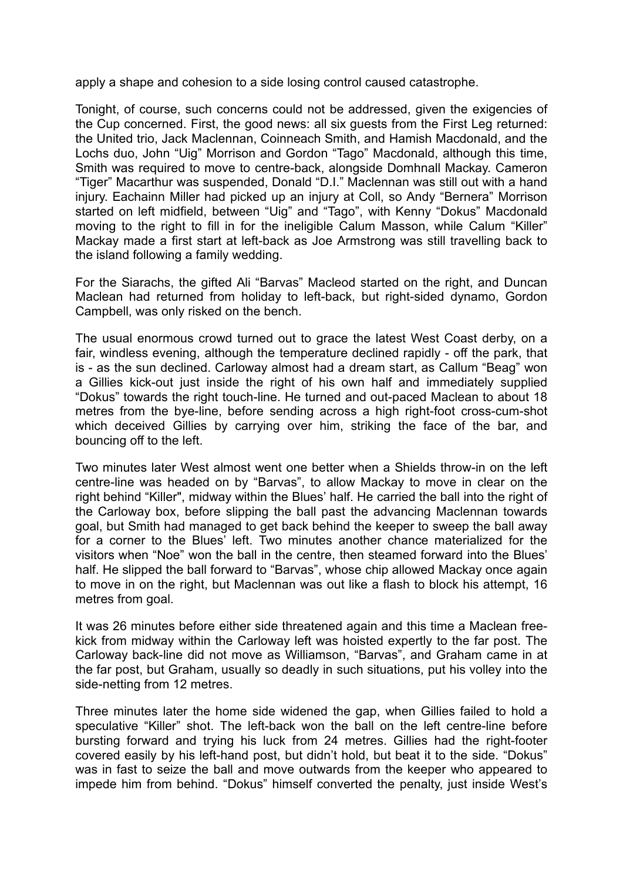apply a shape and cohesion to a side losing control caused catastrophe.

Tonight, of course, such concerns could not be addressed, given the exigencies of the Cup concerned. First, the good news: all six guests from the First Leg returned: the United trio, Jack Maclennan, Coinneach Smith, and Hamish Macdonald, and the Lochs duo, John "Uig" Morrison and Gordon "Tago" Macdonald, although this time, Smith was required to move to centre-back, alongside Domhnall Mackay. Cameron "Tiger" Macarthur was suspended, Donald "D.I." Maclennan was still out with a hand injury. Eachainn Miller had picked up an injury at Coll, so Andy "Bernera" Morrison started on left midfield, between "Uig" and "Tago", with Kenny "Dokus" Macdonald moving to the right to fill in for the ineligible Calum Masson, while Calum "Killer" Mackay made a first start at left-back as Joe Armstrong was still travelling back to the island following a family wedding.

For the Siarachs, the gifted Ali "Barvas" Macleod started on the right, and Duncan Maclean had returned from holiday to left-back, but right-sided dynamo, Gordon Campbell, was only risked on the bench.

The usual enormous crowd turned out to grace the latest West Coast derby, on a fair, windless evening, although the temperature declined rapidly - off the park, that is - as the sun declined. Carloway almost had a dream start, as Callum "Beag" won a Gillies kick-out just inside the right of his own half and immediately supplied "Dokus" towards the right touch-line. He turned and out-paced Maclean to about 18 metres from the bye-line, before sending across a high right-foot cross-cum-shot which deceived Gillies by carrying over him, striking the face of the bar, and bouncing off to the left.

Two minutes later West almost went one better when a Shields throw-in on the left centre-line was headed on by "Barvas", to allow Mackay to move in clear on the right behind "Killer", midway within the Blues' half. He carried the ball into the right of the Carloway box, before slipping the ball past the advancing Maclennan towards goal, but Smith had managed to get back behind the keeper to sweep the ball away for a corner to the Blues' left. Two minutes another chance materialized for the visitors when "Noe" won the ball in the centre, then steamed forward into the Blues' half. He slipped the ball forward to "Barvas", whose chip allowed Mackay once again to move in on the right, but Maclennan was out like a flash to block his attempt, 16 metres from goal.

It was 26 minutes before either side threatened again and this time a Maclean free-kick from midway within the Carloway left was hoisted expertly to the far post. The Carloway back-line did not move as Williamson, "Barvas", and Graham came in at the far post, but Graham, usually so deadly in such situations, put his volley into the side-netting from 12 metres.

Three minutes later the home side widened the gap, when Gillies failed to hold a speculative "Killer" shot. The left-back won the ball on the left centre-line before bursting forward and trying his luck from 24 metres. Gillies had the right-footer covered easily by his left-hand post, but didn't hold, but beat it to the side. "Dokus" was in fast to seize the ball and move outwards from the keeper who appeared to impede him from behind. "Dokus" himself converted the penalty, just inside West's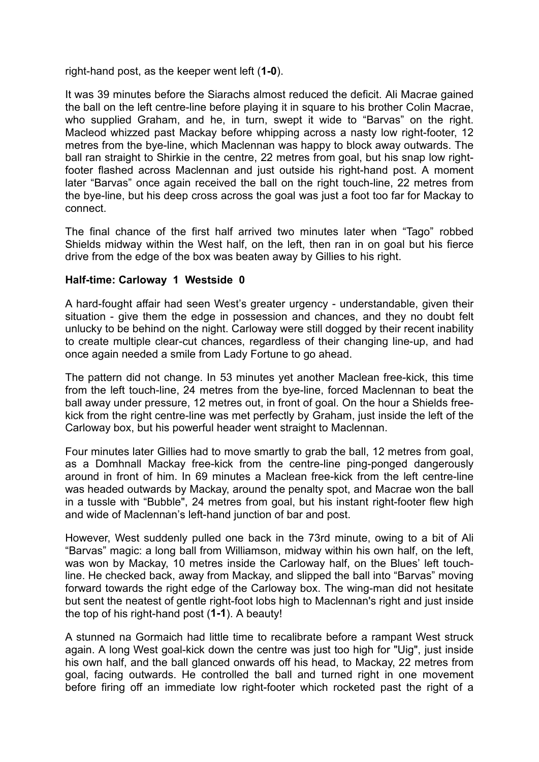right-hand post, as the keeper went left (**1-0**).

It was 39 minutes before the Siarachs almost reduced the deficit. Ali Macrae gained the ball on the left centre-line before playing it in square to his brother Colin Macrae, who supplied Graham, and he, in turn, swept it wide to "Barvas" on the right. Macleod whizzed past Mackay before whipping across a nasty low right-footer, 12 metres from the bye-line, which Maclennan was happy to block away outwards. The ball ran straight to Shirkie in the centre, 22 metres from goal, but his snap low right-footer flashed across Maclennan and just outside his right-hand post. A moment later "Barvas" once again received the ball on the right touch-line, 22 metres from the bye-line, but his deep cross across the goal was just a foot too far for Mackay to connect.

The final chance of the first half arrived two minutes later when "Tago" robbed Shields midway within the West half, on the left, then ran in on goal but his fierce drive from the edge of the box was beaten away by Gillies to his right.

**Half-time: Carloway 1 Westside 0**

A hard-fought affair had seen West's greater urgency - understandable, given their situation - give them the edge in possession and chances, and they no doubt felt unlucky to be behind on the night. Carloway were still dogged by their recent inability to create multiple clear-cut chances, regardless of their changing line-up, and had once again needed a smile from Lady Fortune to go ahead.

The pattern did not change. In 53 minutes yet another Maclean free-kick, this time from the left touch-line, 24 metres from the bye-line, forced Maclennan to beat the ball away under pressure, 12 metres out, in front of goal. On the hour a Shields free-kick from the right centre-line was met perfectly by Graham, just inside the left of the Carloway box, but his powerful header went straight to Maclennan.

Four minutes later Gillies had to move smartly to grab the ball, 12 metres from goal, as a Domhnall Mackay free-kick from the centre-line ping-ponged dangerously around in front of him. In 69 minutes a Maclean free-kick from the left centre-line was headed outwards by Mackay, around the penalty spot, and Macrae won the ball in a tussle with "Bubble", 24 metres from goal, but his instant right-footer flew high and wide of Maclennan's left-hand junction of bar and post.

However, West suddenly pulled one back in the 73rd minute, owing to a bit of Ali "Barvas" magic: a long ball from Williamson, midway within his own half, on the left, was won by Mackay, 10 metres inside the Carloway half, on the Blues' left touch-line. He checked back, away from Mackay, and slipped the ball into "Barvas" moving forward towards the right edge of the Carloway box. The wing-man did not hesitate but sent the neatest of gentle right-foot lobs high to Maclennan's right and just inside the top of his right-hand post (**1-1**). A beauty!

A stunned na Gormaich had little time to recalibrate before a rampant West struck again. A long West goal-kick down the centre was just too high for "Uig", just inside his own half, and the ball glanced onwards off his head, to Mackay, 22 metres from goal, facing outwards. He controlled the ball and turned right in one movement before firing off an immediate low right-footer which rocketed past the right of a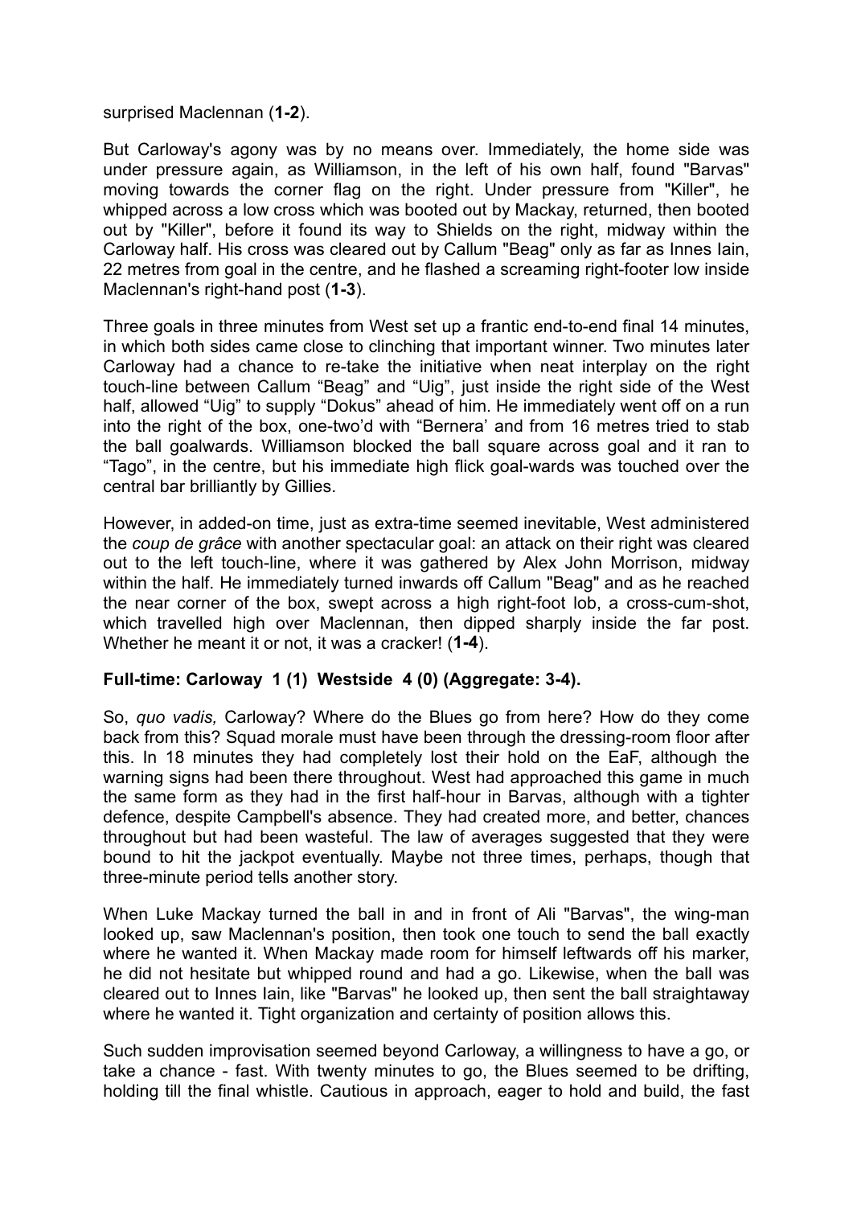surprised Maclennan (**1-2**).

But Carloway's agony was by no means over. Immediately, the home side was under pressure again, as Williamson, in the left of his own half, found "Barvas" moving towards the corner flag on the right. Under pressure from "Killer", he whipped across a low cross which was booted out by Mackay, returned, then booted out by "Killer", before it found its way to Shields on the right, midway within the Carloway half. His cross was cleared out by Callum "Beag" only as far as Innes Iain, 22 metres from goal in the centre, and he flashed a screaming right-footer low inside Maclennan's right-hand post (**1-3**).

Three goals in three minutes from West set up a frantic end-to-end final 14 minutes, in which both sides came close to clinching that important winner. Two minutes later Carloway had a chance to re-take the initiative when neat interplay on the right touch-line between Callum "Beag" and "Uig", just inside the right side of the West half, allowed "Uig" to supply "Dokus" ahead of him. He immediately went off on a run into the right of the box, one-two'd with "Bernera' and from 16 metres tried to stab the ball goalwards. Williamson blocked the ball square across goal and it ran to "Tago", in the centre, but his immediate high flick goal-wards was touched over the central bar brilliantly by Gillies.

However, in added-on time, just as extra-time seemed inevitable, West administered the *coup de grâce* with another spectacular goal: an attack on their right was cleared out to the left touch-line, where it was gathered by Alex John Morrison, midway within the half. He immediately turned inwards off Callum "Beag" and as he reached the near corner of the box, swept across a high right-foot lob, a cross-cum-shot, which travelled high over Maclennan, then dipped sharply inside the far post. Whether he meant it or not, it was a cracker! (**1-4**).

**Full-time: Carloway 1 (1) Westside 4 (0) (Aggregate: 3-4).**

So, *quo vadis,* Carloway? Where do the Blues go from here? How do they come back from this? Squad morale must have been through the dressing-room floor after this. In 18 minutes they had completely lost their hold on the EaF, although the warning signs had been there throughout. West had approached this game in much the same form as they had in the first half-hour in Barvas, although with a tighter defence, despite Campbell's absence. They had created more, and better, chances throughout but had been wasteful. The law of averages suggested that they were bound to hit the jackpot eventually. Maybe not three times, perhaps, though that three-minute period tells another story.

When Luke Mackay turned the ball in and in front of Ali "Barvas", the wing-man looked up, saw Maclennan's position, then took one touch to send the ball exactly where he wanted it. When Mackay made room for himself leftwards off his marker, he did not hesitate but whipped round and had a go. Likewise, when the ball was cleared out to Innes Iain, like "Barvas" he looked up, then sent the ball straightaway where he wanted it. Tight organization and certainty of position allows this.

Such sudden improvisation seemed beyond Carloway, a willingness to have a go, or take a chance - fast. With twenty minutes to go, the Blues seemed to be drifting, holding till the final whistle. Cautious in approach, eager to hold and build, the fast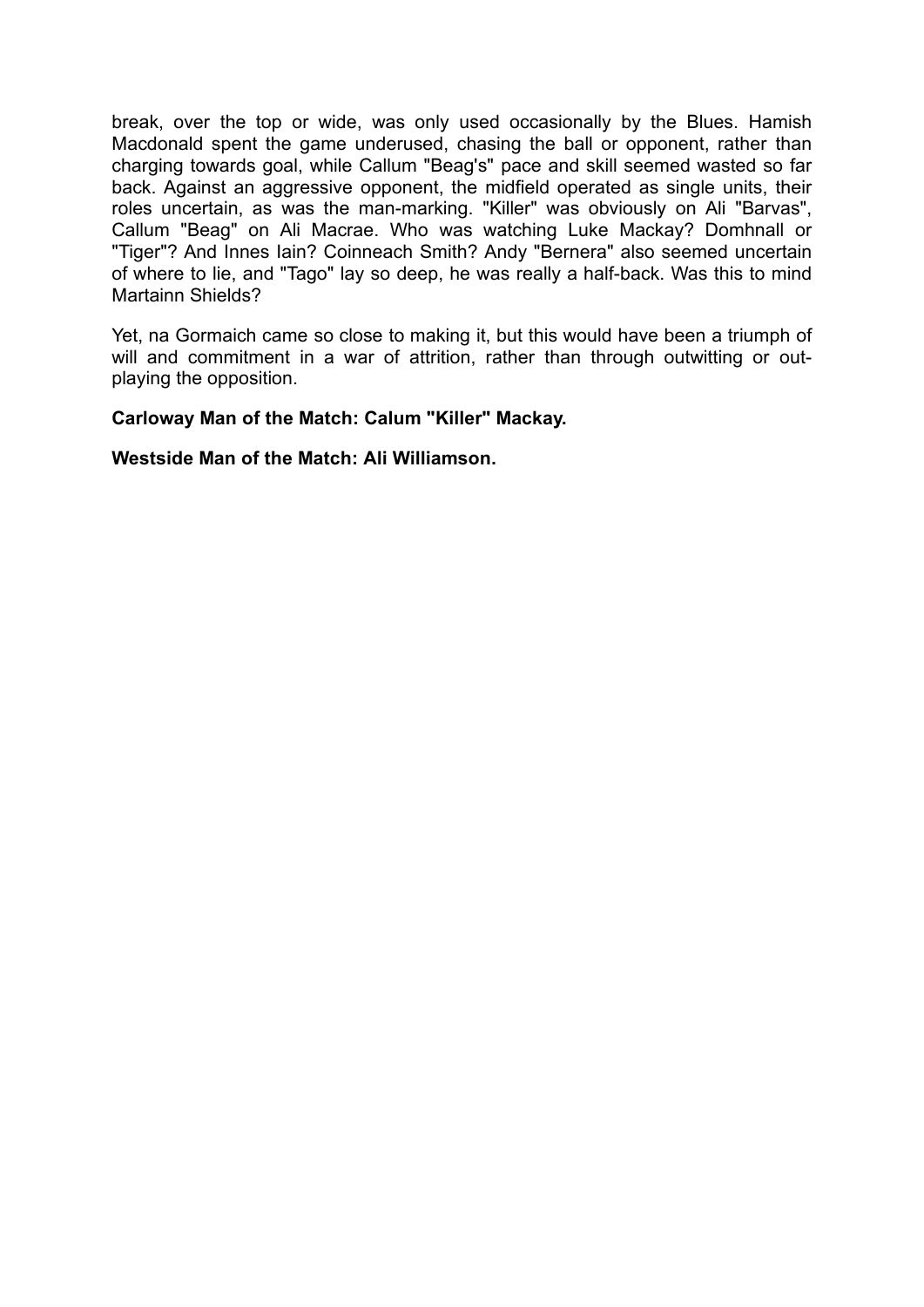break, over the top or wide, was only used occasionally by the Blues. Hamish Macdonald spent the game underused, chasing the ball or opponent, rather than charging towards goal, while Callum "Beag's" pace and skill seemed wasted so far back. Against an aggressive opponent, the midfield operated as single units, their roles uncertain, as was the man-marking. "Killer" was obviously on Ali "Barvas", Callum "Beag" on Ali Macrae. Who was watching Luke Mackay? Domhnall or "Tiger"? And Innes Iain? Coinneach Smith? Andy "Bernera" also seemed uncertain of where to lie, and "Tago" lay so deep, he was really a half-back. Was this to mind Martainn Shields?

Yet, na Gormaich came so close to making it, but this would have been a triumph of will and commitment in a war of attrition, rather than through outwitting or out-playing the opposition.

**Carloway Man of the Match: Calum "Killer" Mackay.**

**Westside Man of the Match: Ali Williamson.**